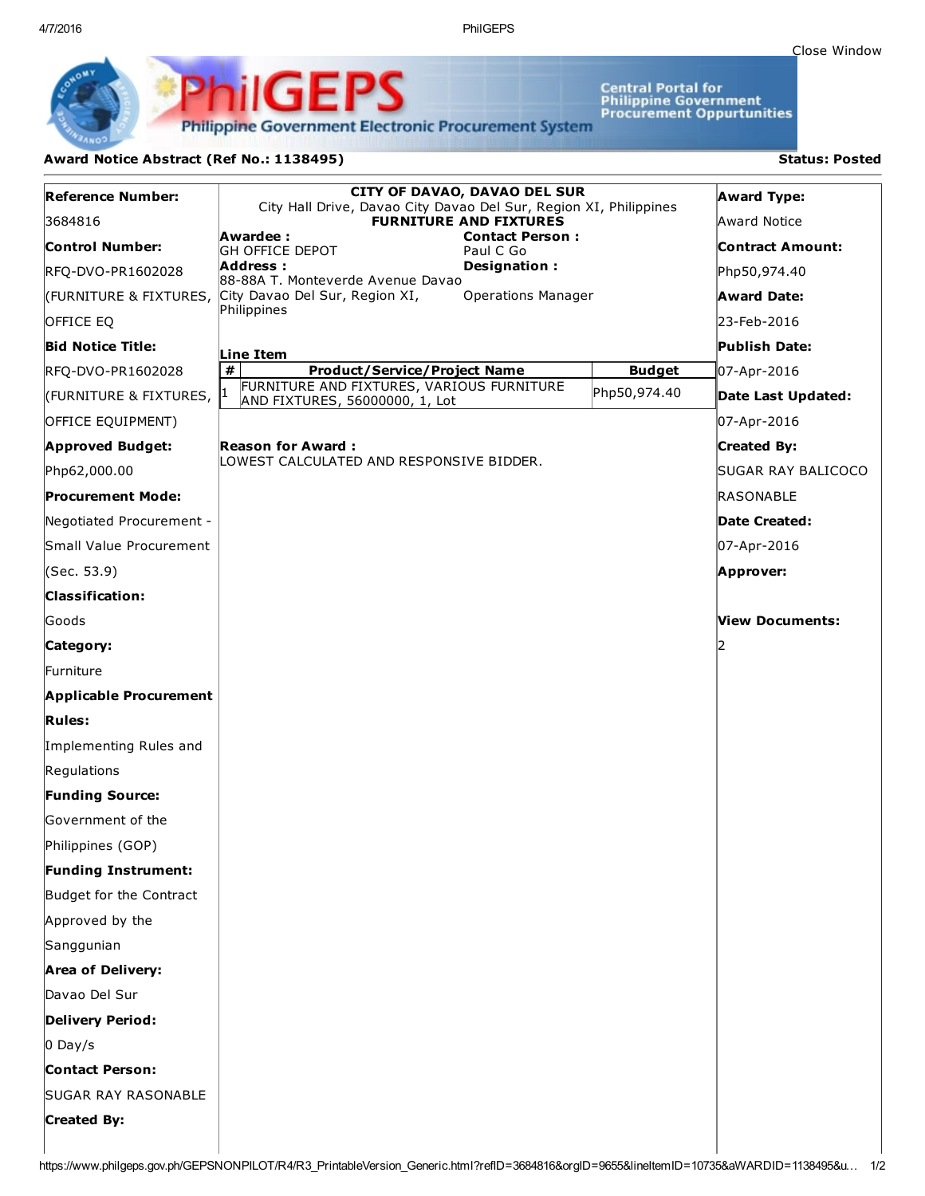Close Window

**PhilGEPS**

Philippine Government Electronic Procurement System

Central Portal for Philippine Government Procurement Oppurtunities

## Award Notice Abstract (Ref No.: 1138495)

**Status: Posted**

**Reference Number:**
3684816

**Control Number:**
RFQ-DVO-PR1602028 (FURNITURE & FIXTURES, OFFICE EQ

**Bid Notice Title:**
RFQ-DVO-PR1602028 (FURNITURE & FIXTURES, OFFICE EQUIPMENT)

**Approved Budget:**
Php62,000.00

**Procurement Mode:**
Negotiated Procurement - Small Value Procurement (Sec. 53.9)

**Classification:**
Goods

**Category:**
Furniture

**Applicable Procurement Rules:**
Implementing Rules and Regulations

**Funding Source:**
Government of the Philippines (GOP)

**Funding Instrument:**
Budget for the Contract Approved by the Sanggunian

**Area of Delivery:**
Davao Del Sur

**Delivery Period:**
0 Day/s

**Contact Person:**
SUGAR RAY RASONABLE

**Created By:**

---

**CITY OF DAVAO, DAVAO DEL SUR**
City Hall Drive, Davao City Davao Del Sur, Region XI, Philippines
**FURNITURE AND FIXTURES**

**Awardee :**
GH OFFICE DEPOT

**Address :**
88-88A T. Monteverde Avenue Davao City Davao Del Sur, Region XI, Philippines

**Contact Person :**
Paul C Go

**Designation :**
Operations Manager

**Line Item**

| # | Product/Service/Project Name | Budget |
|---|---|---|
| 1 | FURNITURE AND FIXTURES, VARIOUS FURNITURE AND FIXTURES, 56000000, 1, Lot | Php50,974.40 |

**Reason for Award :**
LOWEST CALCULATED AND RESPONSIVE BIDDER.

---

**Award Type:**
Award Notice

**Contract Amount:**
Php50,974.40

**Award Date:**
23-Feb-2016

**Publish Date:**
07-Apr-2016

**Date Last Updated:**
07-Apr-2016

**Created By:**
SUGAR RAY BALICOCO RASONABLE

**Date Created:**
07-Apr-2016

**Approver:**

**View Documents:**
2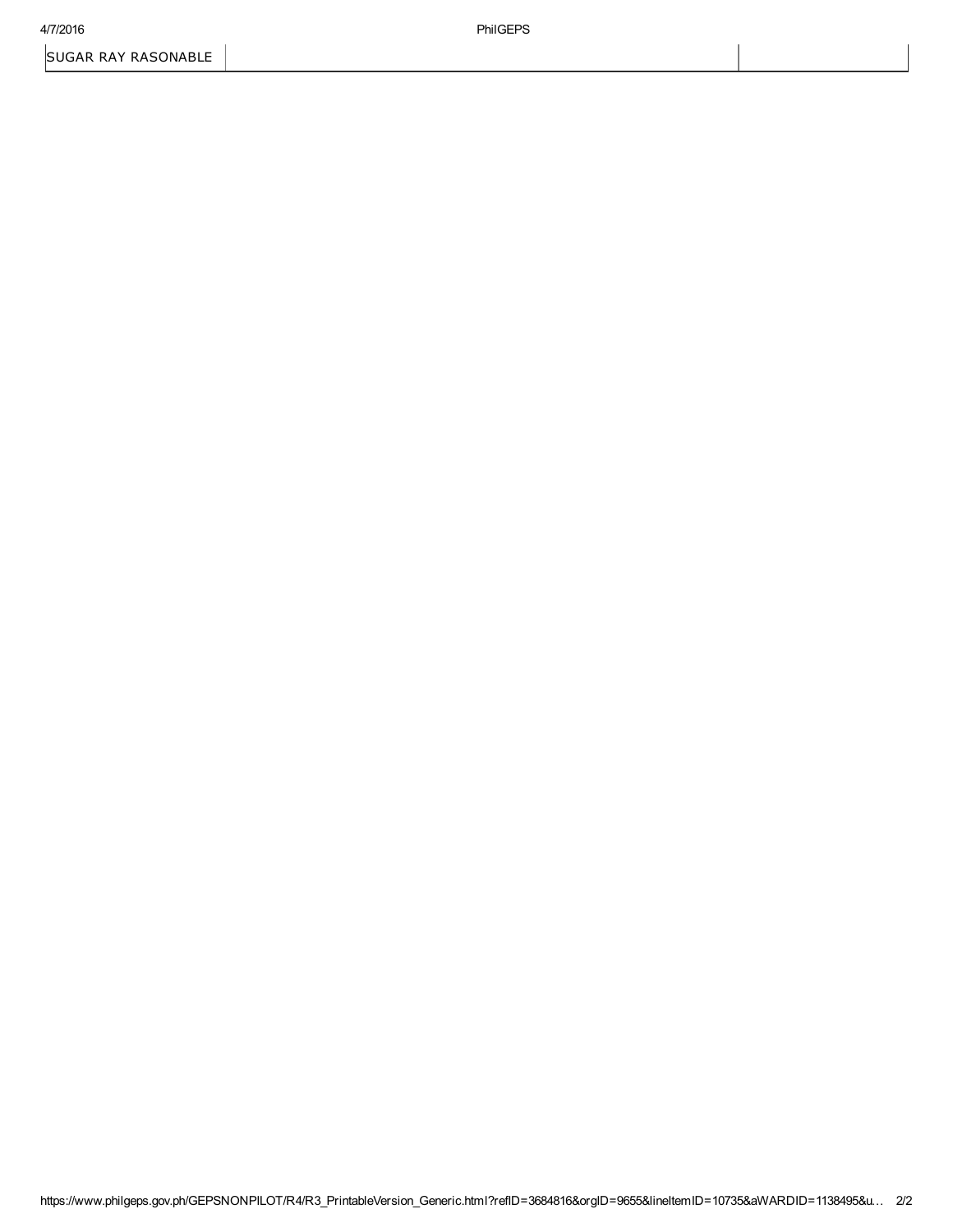| | | |
|---|---|---|
| SUGAR RAY RASONABLE | | |